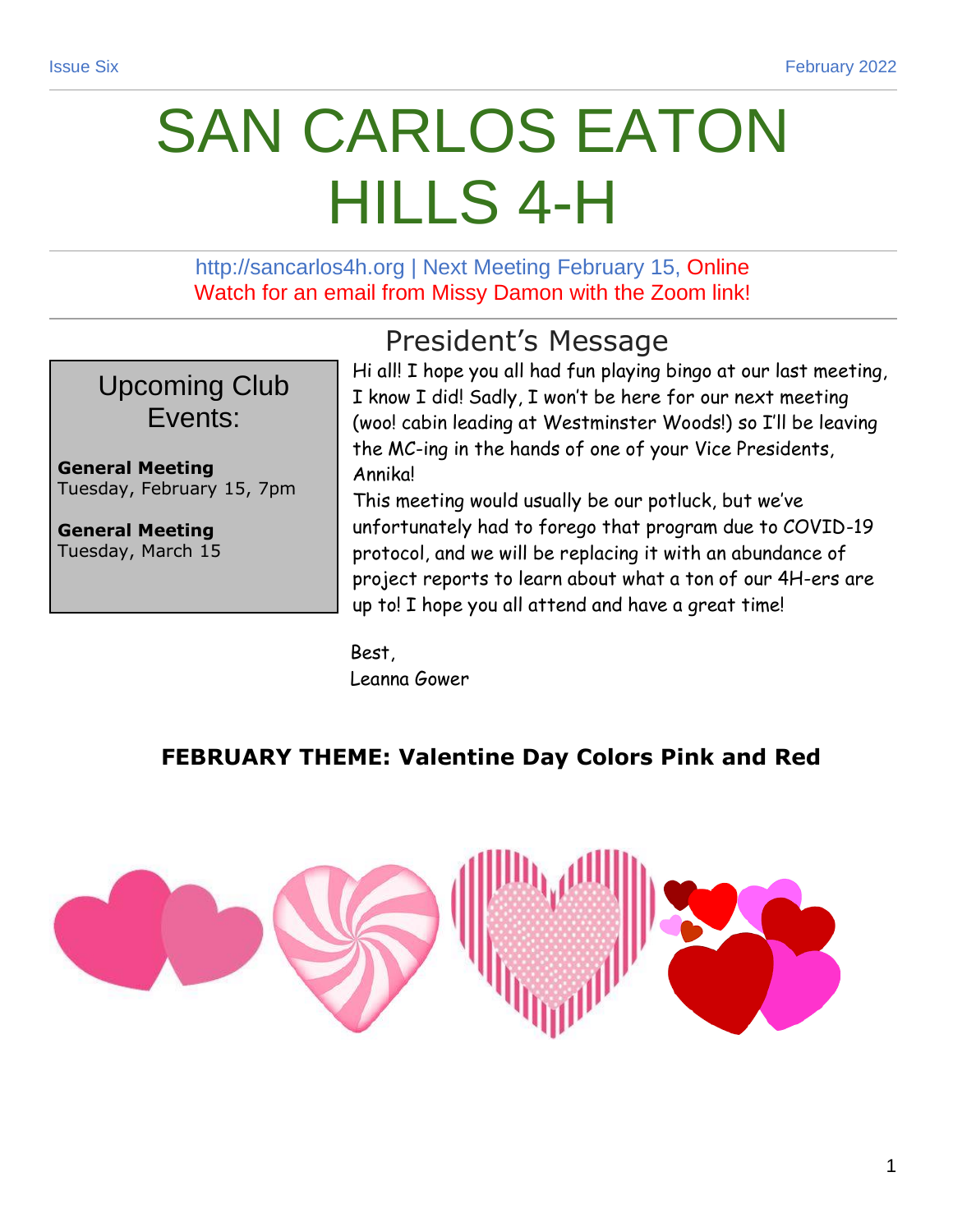Issue Six February 2022

# SAN CARLOS EATON HILLS 4-H

http://sancarlos4h.org | Next Meeting February 15, Online
Watch for an email from Missy Damon with the Zoom link!

## Upcoming Club Events:

**General Meeting**
Tuesday, February 15, 7pm

**General Meeting**
Tuesday, March 15

## President's Message

Hi all! I hope you all had fun playing bingo at our last meeting, I know I did! Sadly, I won't be here for our next meeting (woo! cabin leading at Westminster Woods!) so I'll be leaving the MC-ing in the hands of one of your Vice Presidents, Annika!

This meeting would usually be our potluck, but we've unfortunately had to forego that program due to COVID-19 protocol, and we will be replacing it with an abundance of project reports to learn about what a ton of our 4H-ers are up to! I hope you all attend and have a great time!

Best,
Leanna Gower

### FEBRUARY THEME: Valentine Day Colors Pink and Red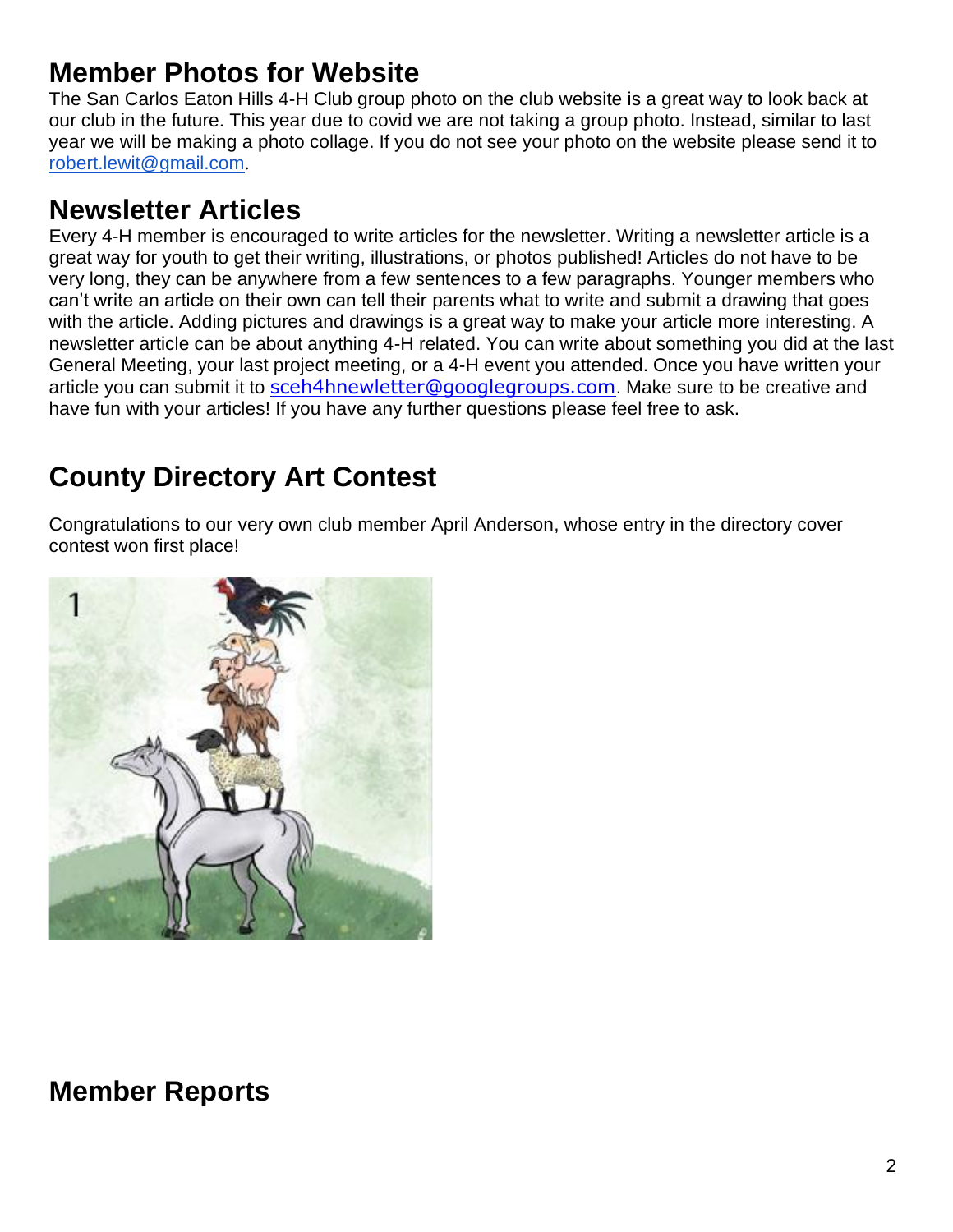## Member Photos for Website

The San Carlos Eaton Hills 4-H Club group photo on the club website is a great way to look back at our club in the future. This year due to covid we are not taking a group photo. Instead, similar to last year we will be making a photo collage. If you do not see your photo on the website please send it to robert.lewit@gmail.com.

## Newsletter Articles

Every 4-H member is encouraged to write articles for the newsletter. Writing a newsletter article is a great way for youth to get their writing, illustrations, or photos published! Articles do not have to be very long, they can be anywhere from a few sentences to a few paragraphs. Younger members who can't write an article on their own can tell their parents what to write and submit a drawing that goes with the article. Adding pictures and drawings is a great way to make your article more interesting. A newsletter article can be about anything 4-H related. You can write about something you did at the last General Meeting, your last project meeting, or a 4-H event you attended. Once you have written your article you can submit it to sceh4hnewletter@googlegroups.com. Make sure to be creative and have fun with your articles! If you have any further questions please feel free to ask.

## County Directory Art Contest

Congratulations to our very own club member April Anderson, whose entry in the directory cover contest won first place!

## Member Reports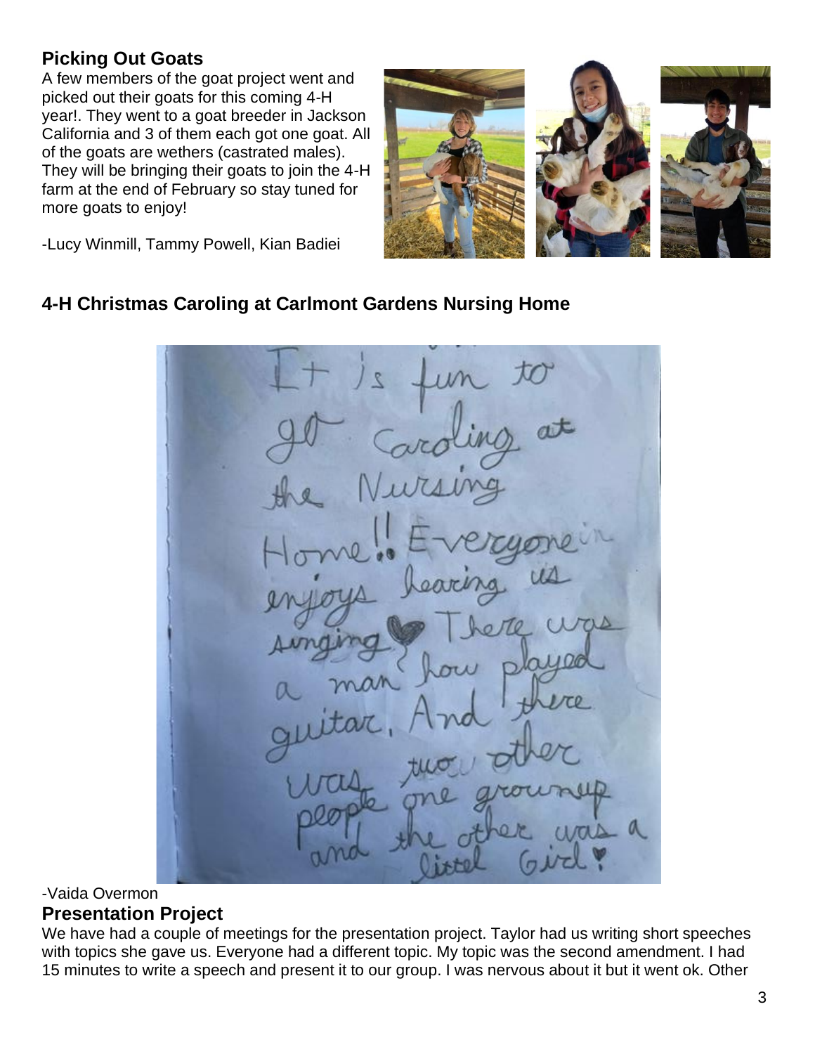## Picking Out Goats

A few members of the goat project went and picked out their goats for this coming 4-H year!. They went to a goat breeder in Jackson California and 3 of them each got one goat. All of the goats are wethers (castrated males). They will be bringing their goats to join the 4-H farm at the end of February so stay tuned for more goats to enjoy!

-Lucy Winmill, Tammy Powell, Kian Badiei

## 4-H Christmas Caroling at Carlmont Gardens Nursing Home

It is fun to go Caroling at the Nursing Home!! Everyone in enjoys hearing us singing♥ There was a man how played guitar. And there was two other people one grownup and the other was a littel Girl♥

-Vaida Overmon

## Presentation Project

We have had a couple of meetings for the presentation project. Taylor had us writing short speeches with topics she gave us. Everyone had a different topic. My topic was the second amendment. I had 15 minutes to write a speech and present it to our group. I was nervous about it but it went ok. Other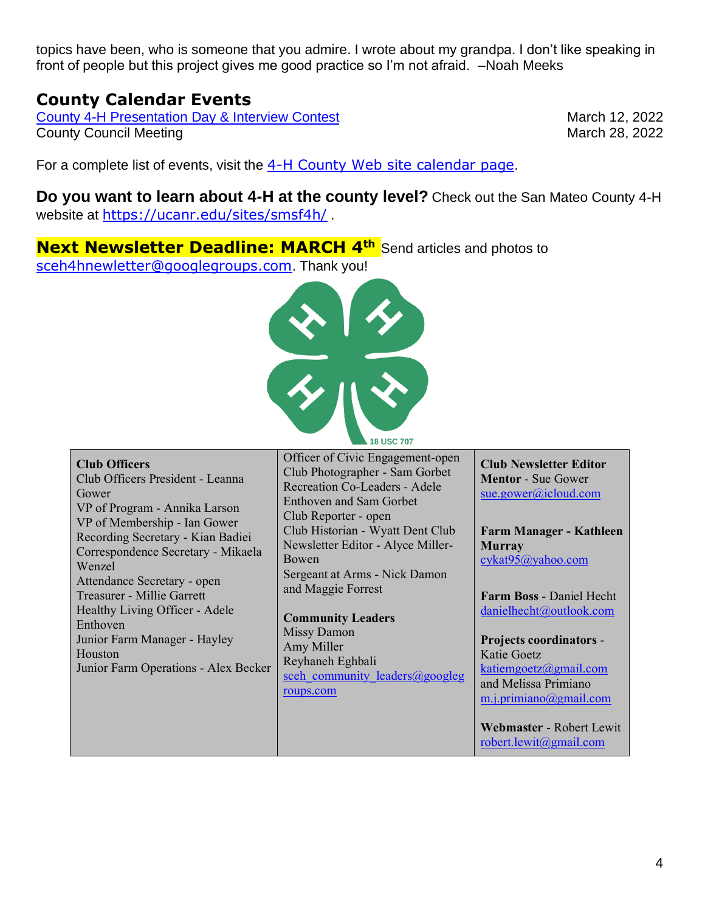topics have been, who is someone that you admire. I wrote about my grandpa. I don't like speaking in front of people but this project gives me good practice so I'm not afraid. –Noah Meeks

## County Calendar Events

| | |
|---|---|
| County 4-H Presentation Day & Interview Contest | March 12, 2022 |
| County Council Meeting | March 28, 2022 |

For a complete list of events, visit the 4-H County Web site calendar page.

**Do you want to learn about 4-H at the county level?** Check out the San Mateo County 4-H website at https://ucanr.edu/sites/smsf4h/ .

**Next Newsletter Deadline: MARCH 4th** Send articles and photos to sceh4hnewsletter@googlegroups.com. Thank you!

18 USC 707

| | | |
|---|---|---|
| **Club Officers**<br>Club Officers President - Leanna Gower<br>VP of Program - Annika Larson<br>VP of Membership - Ian Gower<br>Recording Secretary - Kian Badiei<br>Correspondence Secretary - Mikaela Wenzel<br>Attendance Secretary - open<br>Treasurer - Millie Garrett<br>Healthy Living Officer - Adele Enthoven<br>Junior Farm Manager - Hayley Houston<br>Junior Farm Operations - Alex Becker | Officer of Civic Engagement-open<br>Club Photographer - Sam Gorbet<br>Recreation Co-Leaders - Adele Enthoven and Sam Gorbet<br>Club Reporter - open<br>Club Historian - Wyatt Dent Club Newsletter Editor - Alyce Miller-Bowen<br>Sergeant at Arms - Nick Damon and Maggie Forrest<br><br>**Community Leaders**<br>Missy Damon<br>Amy Miller<br>Reyhaneh Eghbali<br>sceh_community_leaders@googlegroups.com | **Club Newsletter Editor Mentor** - Sue Gower<br>sue.gower@icloud.com<br><br>**Farm Manager - Kathleen Murray**<br>cykat95@yahoo.com<br><br>**Farm Boss** - Daniel Hecht<br>danielhecht@outlook.com<br><br>**Projects coordinators** - Katie Goetz<br>katiemgoetz@gmail.com<br>and Melissa Primiano<br>m.j.primiano@gmail.com<br><br>**Webmaster** - Robert Lewit<br>robert.lewit@gmail.com |